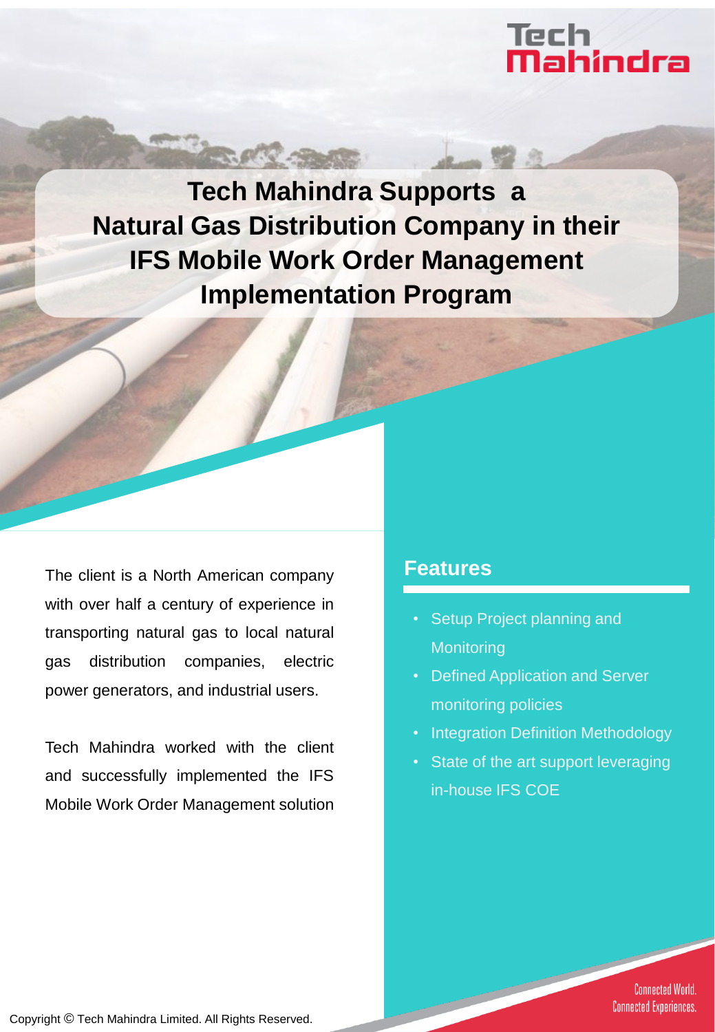# Tech Mahindra Supports a Natural Gas Distribution Company in their IFS Mobile Work Order Management Implementation Program

The client is a North American company with over half a century of experience in transporting natural gas to local natural gas distribution companies, electric power generators, and industrial users.

Tech Mahindra worked with the client and successfully implemented the IFS Mobile Work Order Management solution

## Features

- Setup Project planning and Monitoring
- Defined Application and Server monitoring policies
- Integration Definition Methodology
- State of the art support leveraging in-house IFS COE

Connected World. Connected Experiences.

Copyright © Tech Mahindra Limited. All Rights Reserved.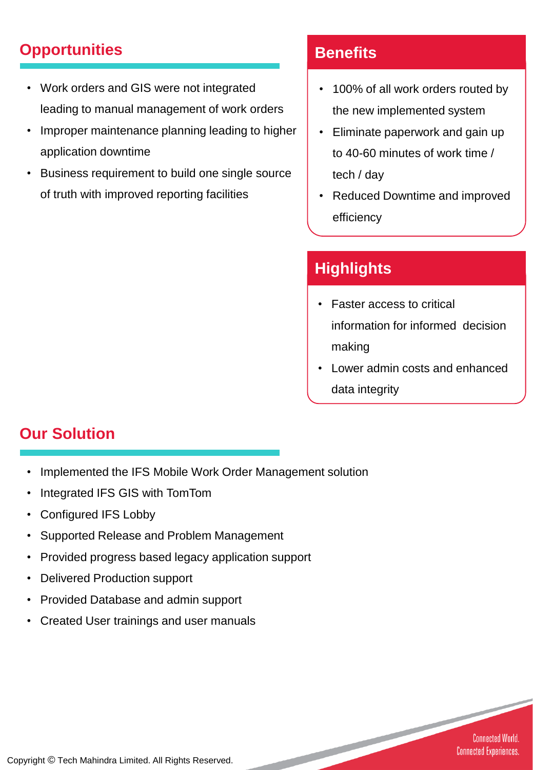## Opportunities

- Work orders and GIS were not integrated leading to manual management of work orders
- Improper maintenance planning leading to higher application downtime
- Business requirement to build one single source of truth with improved reporting facilities

## Benefits

- 100% of all work orders routed by the new implemented system
- Eliminate paperwork and gain up to 40-60 minutes of work time / tech / day
- Reduced Downtime and improved efficiency

## Highlights

- Faster access to critical information for informed decision making
- Lower admin costs and enhanced data integrity

## Our Solution

- Implemented the IFS Mobile Work Order Management solution
- Integrated IFS GIS with TomTom
- Configured IFS Lobby
- Supported Release and Problem Management
- Provided progress based legacy application support
- Delivered Production support
- Provided Database and admin support
- Created User trainings and user manuals

Copyright © Tech Mahindra Limited. All Rights Reserved.

Connected World. Connected Experiences.